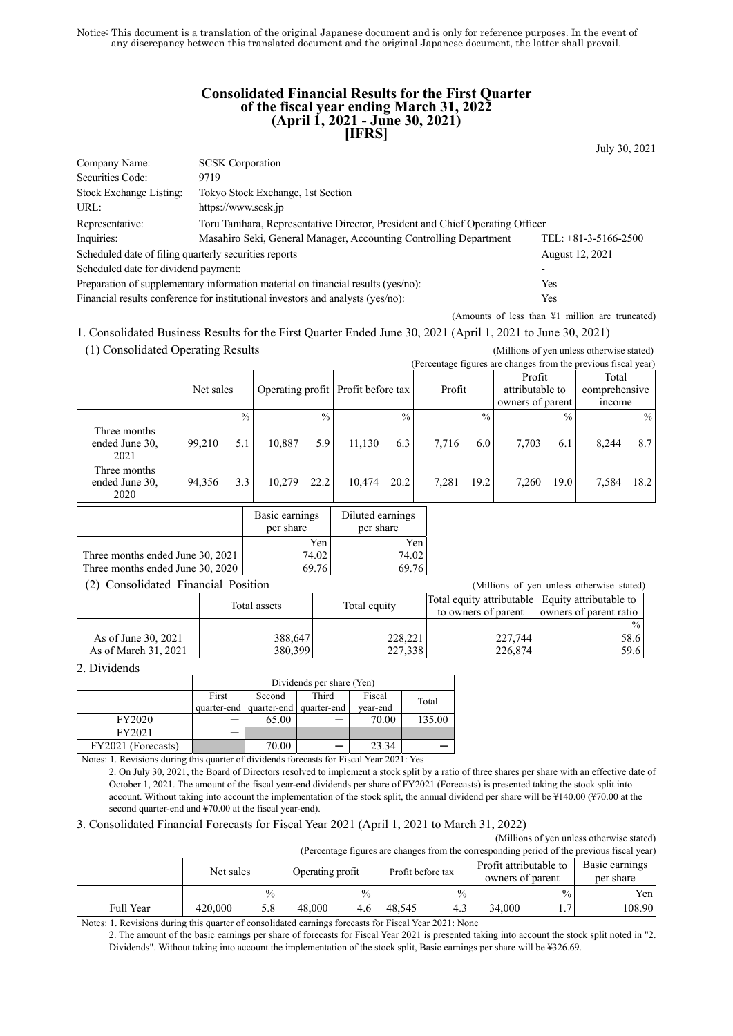Notice: This document is a translation of the original Japanese document and is only for reference purposes. In the event of any discrepancy between this translated document and the original Japanese document, the latter shall prevail.

# Consolidated Financial Results for the First Quarter of the fiscal year ending March 31, 2022 (April 1, 2021 - June 30, 2021) [IFRS]

July 30, 2021

| | | |
|---|---|---|
| Company Name: | SCSK Corporation | |
| Securities Code: | 9719 | |
| Stock Exchange Listing: | Tokyo Stock Exchange, 1st Section | |
| URL: | https://www.scsk.jp | |
| Representative: | Toru Tanihara, Representative Director, President and Chief Operating Officer | |
| Inquiries: | Masahiro Seki, General Manager, Accounting Controlling Department | TEL: +81-3-5166-2500 |
| Scheduled date of filing quarterly securities reports | | August 12, 2021 |
| Scheduled date for dividend payment: | | - |
| Preparation of supplementary information material on financial results (yes/no): | | Yes |
| Financial results conference for institutional investors and analysts (yes/no): | | Yes |

(Amounts of less than ¥1 million are truncated)

## 1. Consolidated Business Results for the First Quarter Ended June 30, 2021 (April 1, 2021 to June 30, 2021)

### (1) Consolidated Operating Results

(Millions of yen unless otherwise stated)

(Percentage figures are changes from the previous fiscal year)

| | Net sales | | Operating profit | | Profit before tax | | Profit | | Profit attributable to owners of parent | | Total comprehensive income | |
|---|---|---|---|---|---|---|---|---|---|---|---|---|
| | | % | | % | | % | | % | | % | | % |
| Three months ended June 30, 2021 | 99,210 | 5.1 | 10,887 | 5.9 | 11,130 | 6.3 | 7,716 | 6.0 | 7,703 | 6.1 | 8,244 | 8.7 |
| Three months ended June 30, 2020 | 94,356 | 3.3 | 10,279 | 22.2 | 10,474 | 20.2 | 7,281 | 19.2 | 7,260 | 19.0 | 7,584 | 18.2 |

| | Basic earnings per share | Diluted earnings per share |
|---|---|---|
| | Yen | Yen |
| Three months ended June 30, 2021 | 74.02 | 74.02 |
| Three months ended June 30, 2020 | 69.76 | 69.76 |

### (2) Consolidated Financial Position

(Millions of yen unless otherwise stated)

| | Total assets | Total equity | Total equity attributable to owners of parent | Equity attributable to owners of parent ratio |
|---|---|---|---|---|
| | | | | % |
| As of June 30, 2021 | 388,647 | 228,221 | 227,744 | 58.6 |
| As of March 31, 2021 | 380,399 | 227,338 | 226,874 | 59.6 |

## 2. Dividends

| | Dividends per share (Yen) | | | | |
|---|---|---|---|---|---|
| | First quarter-end | Second quarter-end | Third quarter-end | Fiscal year-end | Total |
| FY2020 | — | 65.00 | — | 70.00 | 135.00 |
| FY2021 | — | | | | |
| FY2021 (Forecasts) | | 70.00 | — | 23.34 | — |

Notes: 1. Revisions during this quarter of dividends forecasts for Fiscal Year 2021: Yes

2. On July 30, 2021, the Board of Directors resolved to implement a stock split by a ratio of three shares per share with an effective date of October 1, 2021. The amount of the fiscal year-end dividends per share of FY2021 (Forecasts) is presented taking the stock split into account. Without taking into account the implementation of the stock split, the annual dividend per share will be ¥140.00 (¥70.00 at the second quarter-end and ¥70.00 at the fiscal year-end).

## 3. Consolidated Financial Forecasts for Fiscal Year 2021 (April 1, 2021 to March 31, 2022)

(Millions of yen unless otherwise stated)

(Percentage figures are changes from the corresponding period of the previous fiscal year)

| | Net sales | | Operating profit | | Profit before tax | | Profit attributable to owners of parent | | Basic earnings per share |
|---|---|---|---|---|---|---|---|---|---|
| | | % | | % | | % | | % | Yen |
| Full Year | 420,000 | 5.8 | 48,000 | 4.6 | 48,545 | 4.3 | 34,000 | 1.7 | 108.90 |

Notes: 1. Revisions during this quarter of consolidated earnings forecasts for Fiscal Year 2021: None

2. The amount of the basic earnings per share of forecasts for Fiscal Year 2021 is presented taking into account the stock split noted in "2. Dividends". Without taking into account the implementation of the stock split, Basic earnings per share will be ¥326.69.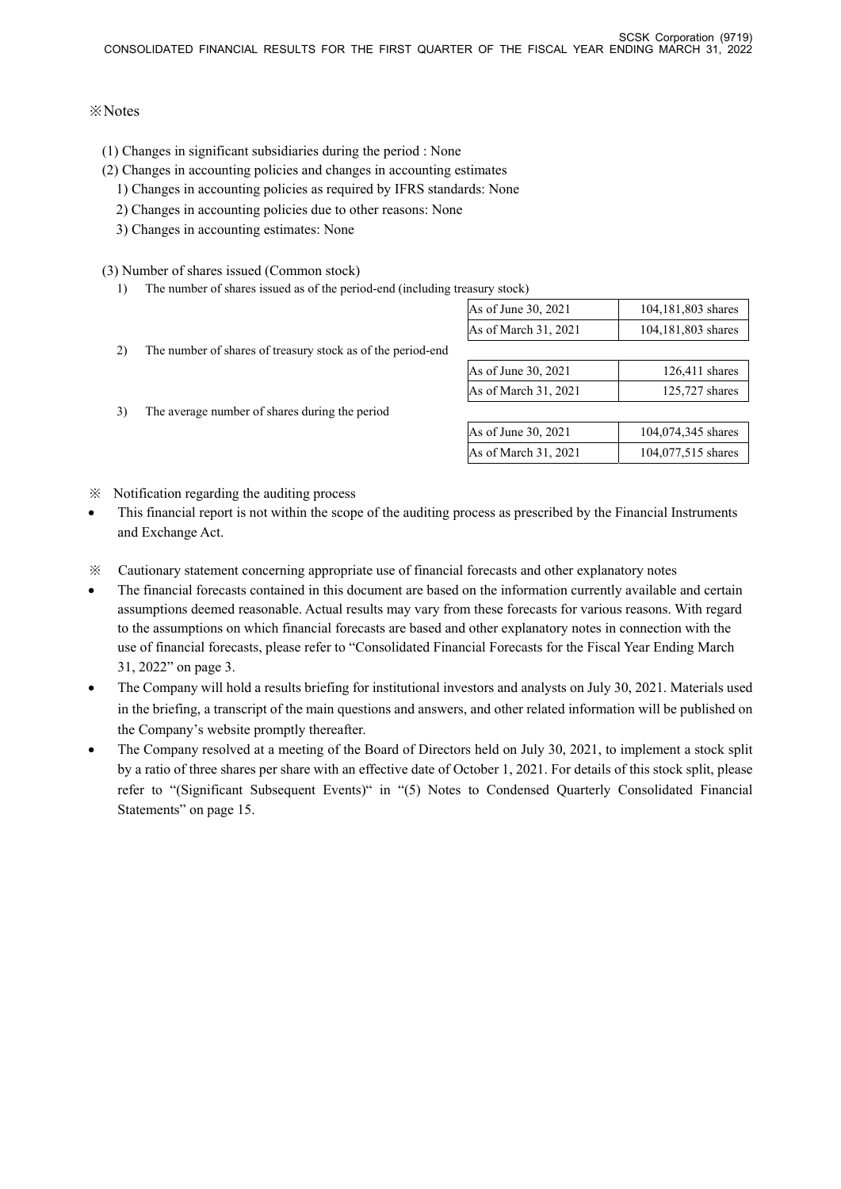※Notes

(1) Changes in significant subsidiaries during the period : None

(2) Changes in accounting policies and changes in accounting estimates

1) Changes in accounting policies as required by IFRS standards: None

2) Changes in accounting policies due to other reasons: None

3) Changes in accounting estimates: None

(3) Number of shares issued (Common stock)

1) The number of shares issued as of the period-end (including treasury stock)

| | |
|---|---|
| As of June 30, 2021 | 104,181,803 shares |
| As of March 31, 2021 | 104,181,803 shares |

2) The number of shares of treasury stock as of the period-end

| | |
|---|---|
| As of June 30, 2021 | 126,411 shares |
| As of March 31, 2021 | 125,727 shares |

3) The average number of shares during the period

| | |
|---|---|
| As of June 30, 2021 | 104,074,345 shares |
| As of March 31, 2021 | 104,077,515 shares |

※ Notification regarding the auditing process

- This financial report is not within the scope of the auditing process as prescribed by the Financial Instruments and Exchange Act.

※ Cautionary statement concerning appropriate use of financial forecasts and other explanatory notes

- The financial forecasts contained in this document are based on the information currently available and certain assumptions deemed reasonable. Actual results may vary from these forecasts for various reasons. With regard to the assumptions on which financial forecasts are based and other explanatory notes in connection with the use of financial forecasts, please refer to "Consolidated Financial Forecasts for the Fiscal Year Ending March 31, 2022" on page 3.
- The Company will hold a results briefing for institutional investors and analysts on July 30, 2021. Materials used in the briefing, a transcript of the main questions and answers, and other related information will be published on the Company's website promptly thereafter.
- The Company resolved at a meeting of the Board of Directors held on July 30, 2021, to implement a stock split by a ratio of three shares per share with an effective date of October 1, 2021. For details of this stock split, please refer to "(Significant Subsequent Events)" in "(5) Notes to Condensed Quarterly Consolidated Financial Statements" on page 15.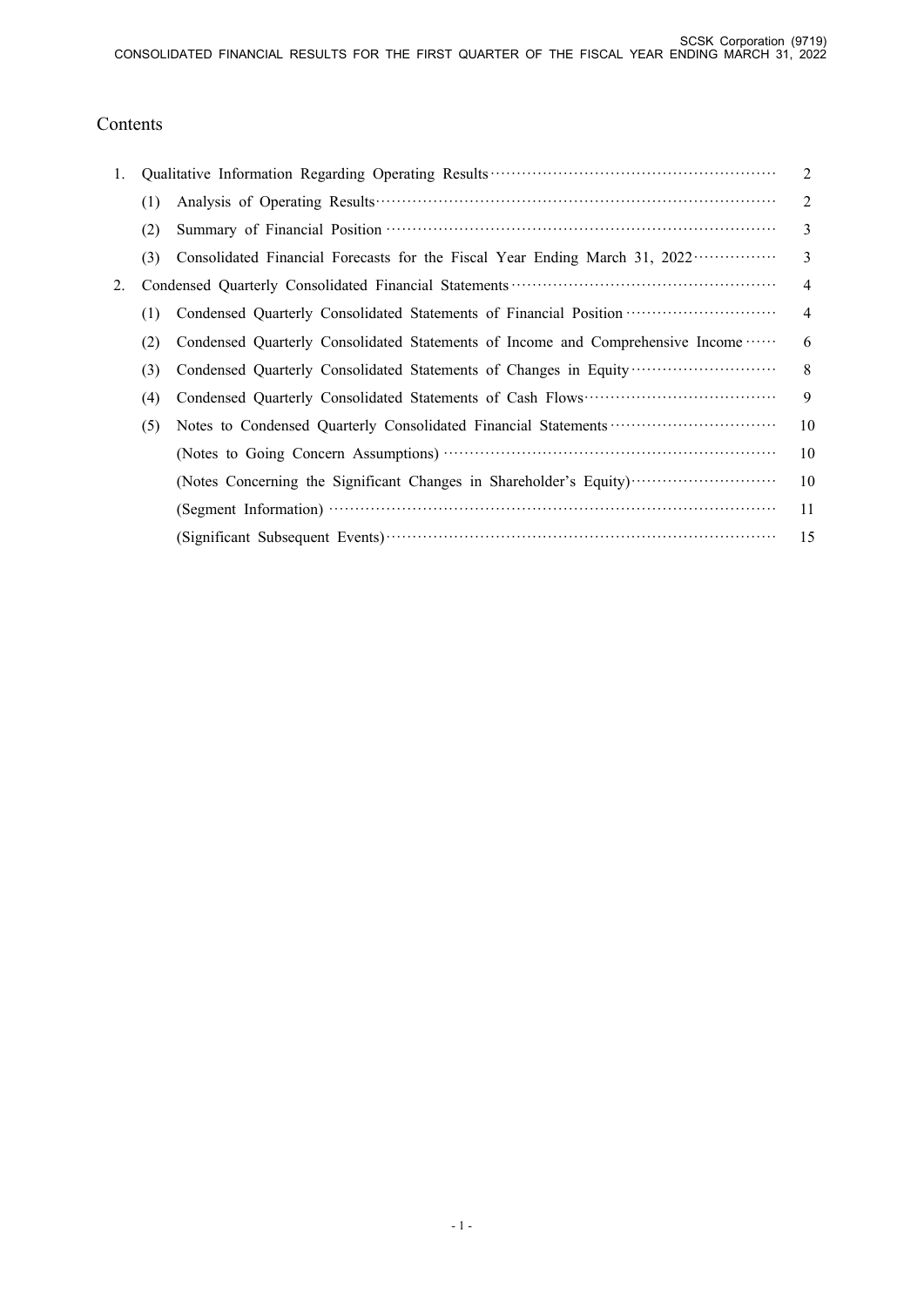## Contents

| | | | |
|---|---|---|---|
| 1. | Qualitative Information Regarding Operating Results | | 2 |
| | (1) | Analysis of Operating Results | 2 |
| | (2) | Summary of Financial Position | 3 |
| | (3) | Consolidated Financial Forecasts for the Fiscal Year Ending March 31, 2022 | 3 |
| 2. | Condensed Quarterly Consolidated Financial Statements | | 4 |
| | (1) | Condensed Quarterly Consolidated Statements of Financial Position | 4 |
| | (2) | Condensed Quarterly Consolidated Statements of Income and Comprehensive Income | 6 |
| | (3) | Condensed Quarterly Consolidated Statements of Changes in Equity | 8 |
| | (4) | Condensed Quarterly Consolidated Statements of Cash Flows | 9 |
| | (5) | Notes to Condensed Quarterly Consolidated Financial Statements | 10 |
| | | (Notes to Going Concern Assumptions) | 10 |
| | | (Notes Concerning the Significant Changes in Shareholder's Equity) | 10 |
| | | (Segment Information) | 11 |
| | | (Significant Subsequent Events) | 15 |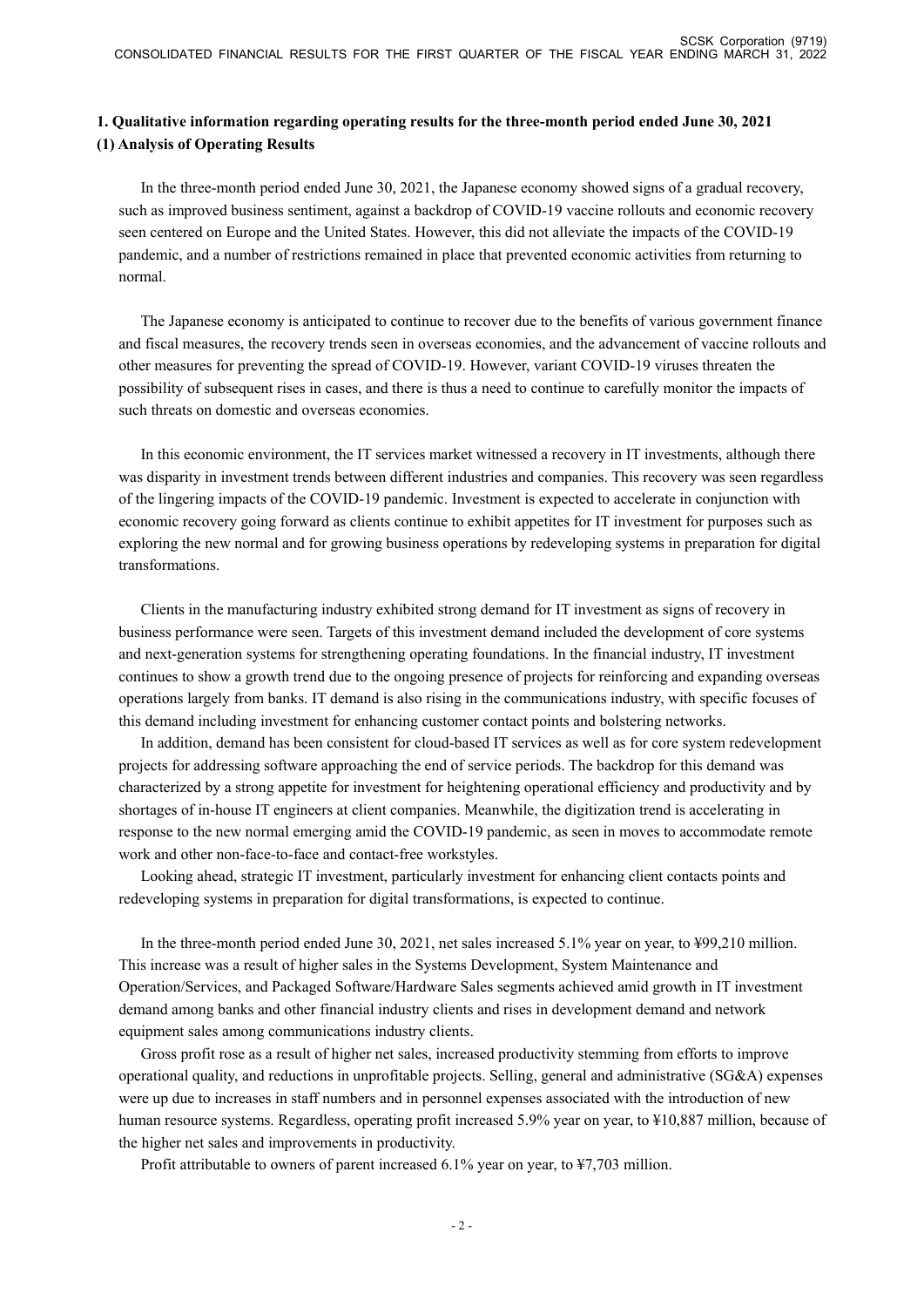## 1. Qualitative information regarding operating results for the three-month period ended June 30, 2021

### (1) Analysis of Operating Results

In the three-month period ended June 30, 2021, the Japanese economy showed signs of a gradual recovery, such as improved business sentiment, against a backdrop of COVID-19 vaccine rollouts and economic recovery seen centered on Europe and the United States. However, this did not alleviate the impacts of the COVID-19 pandemic, and a number of restrictions remained in place that prevented economic activities from returning to normal.

The Japanese economy is anticipated to continue to recover due to the benefits of various government finance and fiscal measures, the recovery trends seen in overseas economies, and the advancement of vaccine rollouts and other measures for preventing the spread of COVID-19. However, variant COVID-19 viruses threaten the possibility of subsequent rises in cases, and there is thus a need to continue to carefully monitor the impacts of such threats on domestic and overseas economies.

In this economic environment, the IT services market witnessed a recovery in IT investments, although there was disparity in investment trends between different industries and companies. This recovery was seen regardless of the lingering impacts of the COVID-19 pandemic. Investment is expected to accelerate in conjunction with economic recovery going forward as clients continue to exhibit appetites for IT investment for purposes such as exploring the new normal and for growing business operations by redeveloping systems in preparation for digital transformations.

Clients in the manufacturing industry exhibited strong demand for IT investment as signs of recovery in business performance were seen. Targets of this investment demand included the development of core systems and next-generation systems for strengthening operating foundations. In the financial industry, IT investment continues to show a growth trend due to the ongoing presence of projects for reinforcing and expanding overseas operations largely from banks. IT demand is also rising in the communications industry, with specific focuses of this demand including investment for enhancing customer contact points and bolstering networks.

In addition, demand has been consistent for cloud-based IT services as well as for core system redevelopment projects for addressing software approaching the end of service periods. The backdrop for this demand was characterized by a strong appetite for investment for heightening operational efficiency and productivity and by shortages of in-house IT engineers at client companies. Meanwhile, the digitization trend is accelerating in response to the new normal emerging amid the COVID-19 pandemic, as seen in moves to accommodate remote work and other non-face-to-face and contact-free workstyles.

Looking ahead, strategic IT investment, particularly investment for enhancing client contacts points and redeveloping systems in preparation for digital transformations, is expected to continue.

In the three-month period ended June 30, 2021, net sales increased 5.1% year on year, to ¥99,210 million. This increase was a result of higher sales in the Systems Development, System Maintenance and Operation/Services, and Packaged Software/Hardware Sales segments achieved amid growth in IT investment demand among banks and other financial industry clients and rises in development demand and network equipment sales among communications industry clients.

Gross profit rose as a result of higher net sales, increased productivity stemming from efforts to improve operational quality, and reductions in unprofitable projects. Selling, general and administrative (SG&A) expenses were up due to increases in staff numbers and in personnel expenses associated with the introduction of new human resource systems. Regardless, operating profit increased 5.9% year on year, to ¥10,887 million, because of the higher net sales and improvements in productivity.

Profit attributable to owners of parent increased 6.1% year on year, to ¥7,703 million.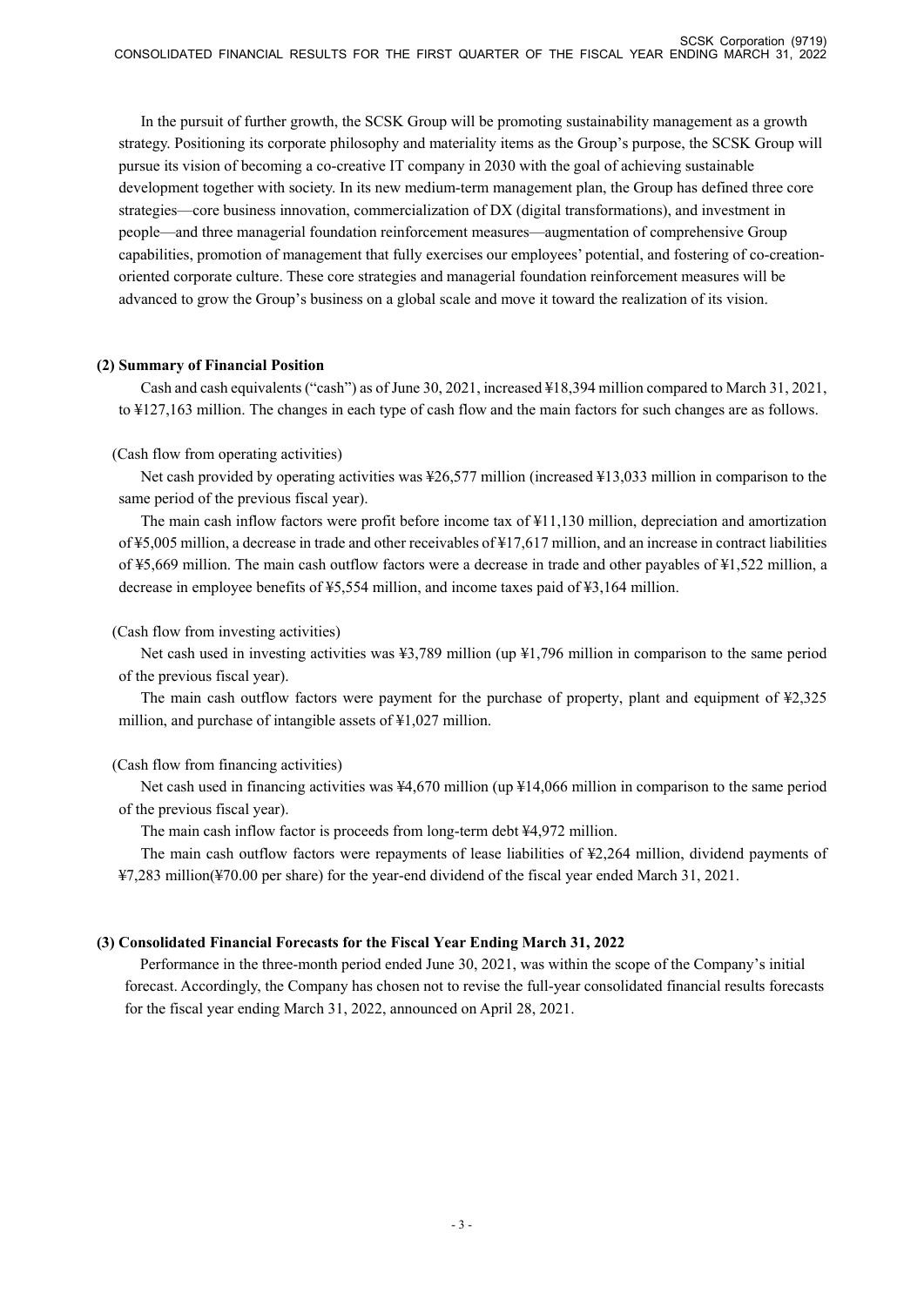In the pursuit of further growth, the SCSK Group will be promoting sustainability management as a growth strategy. Positioning its corporate philosophy and materiality items as the Group's purpose, the SCSK Group will pursue its vision of becoming a co-creative IT company in 2030 with the goal of achieving sustainable development together with society. In its new medium-term management plan, the Group has defined three core strategies—core business innovation, commercialization of DX (digital transformations), and investment in people—and three managerial foundation reinforcement measures—augmentation of comprehensive Group capabilities, promotion of management that fully exercises our employees' potential, and fostering of co-creation-oriented corporate culture. These core strategies and managerial foundation reinforcement measures will be advanced to grow the Group's business on a global scale and move it toward the realization of its vision.

**(2) Summary of Financial Position**

Cash and cash equivalents ("cash") as of June 30, 2021, increased ¥18,394 million compared to March 31, 2021, to ¥127,163 million. The changes in each type of cash flow and the main factors for such changes are as follows.

(Cash flow from operating activities)

Net cash provided by operating activities was ¥26,577 million (increased ¥13,033 million in comparison to the same period of the previous fiscal year).

The main cash inflow factors were profit before income tax of ¥11,130 million, depreciation and amortization of ¥5,005 million, a decrease in trade and other receivables of ¥17,617 million, and an increase in contract liabilities of ¥5,669 million. The main cash outflow factors were a decrease in trade and other payables of ¥1,522 million, a decrease in employee benefits of ¥5,554 million, and income taxes paid of ¥3,164 million.

(Cash flow from investing activities)

Net cash used in investing activities was ¥3,789 million (up ¥1,796 million in comparison to the same period of the previous fiscal year).

The main cash outflow factors were payment for the purchase of property, plant and equipment of ¥2,325 million, and purchase of intangible assets of ¥1,027 million.

(Cash flow from financing activities)

Net cash used in financing activities was ¥4,670 million (up ¥14,066 million in comparison to the same period of the previous fiscal year).

The main cash inflow factor is proceeds from long-term debt ¥4,972 million.

The main cash outflow factors were repayments of lease liabilities of ¥2,264 million, dividend payments of ¥7,283 million(¥70.00 per share) for the year-end dividend of the fiscal year ended March 31, 2021.

**(3) Consolidated Financial Forecasts for the Fiscal Year Ending March 31, 2022**

Performance in the three-month period ended June 30, 2021, was within the scope of the Company's initial forecast. Accordingly, the Company has chosen not to revise the full-year consolidated financial results forecasts for the fiscal year ending March 31, 2022, announced on April 28, 2021.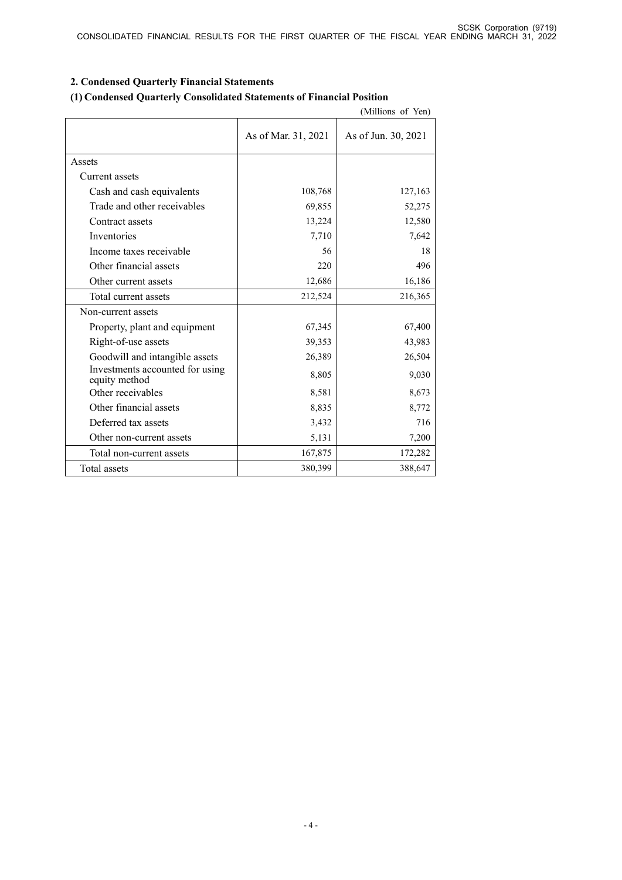## 2. Condensed Quarterly Financial Statements

### (1) Condensed Quarterly Consolidated Statements of Financial Position

(Millions of Yen)

| | As of Mar. 31, 2021 | As of Jun. 30, 2021 |
|---|---|---|
| Assets | | |
| Current assets | | |
| Cash and cash equivalents | 108,768 | 127,163 |
| Trade and other receivables | 69,855 | 52,275 |
| Contract assets | 13,224 | 12,580 |
| Inventories | 7,710 | 7,642 |
| Income taxes receivable | 56 | 18 |
| Other financial assets | 220 | 496 |
| Other current assets | 12,686 | 16,186 |
| Total current assets | 212,524 | 216,365 |
| Non-current assets | | |
| Property, plant and equipment | 67,345 | 67,400 |
| Right-of-use assets | 39,353 | 43,983 |
| Goodwill and intangible assets | 26,389 | 26,504 |
| Investments accounted for using equity method | 8,805 | 9,030 |
| Other receivables | 8,581 | 8,673 |
| Other financial assets | 8,835 | 8,772 |
| Deferred tax assets | 3,432 | 716 |
| Other non-current assets | 5,131 | 7,200 |
| Total non-current assets | 167,875 | 172,282 |
| Total assets | 380,399 | 388,647 |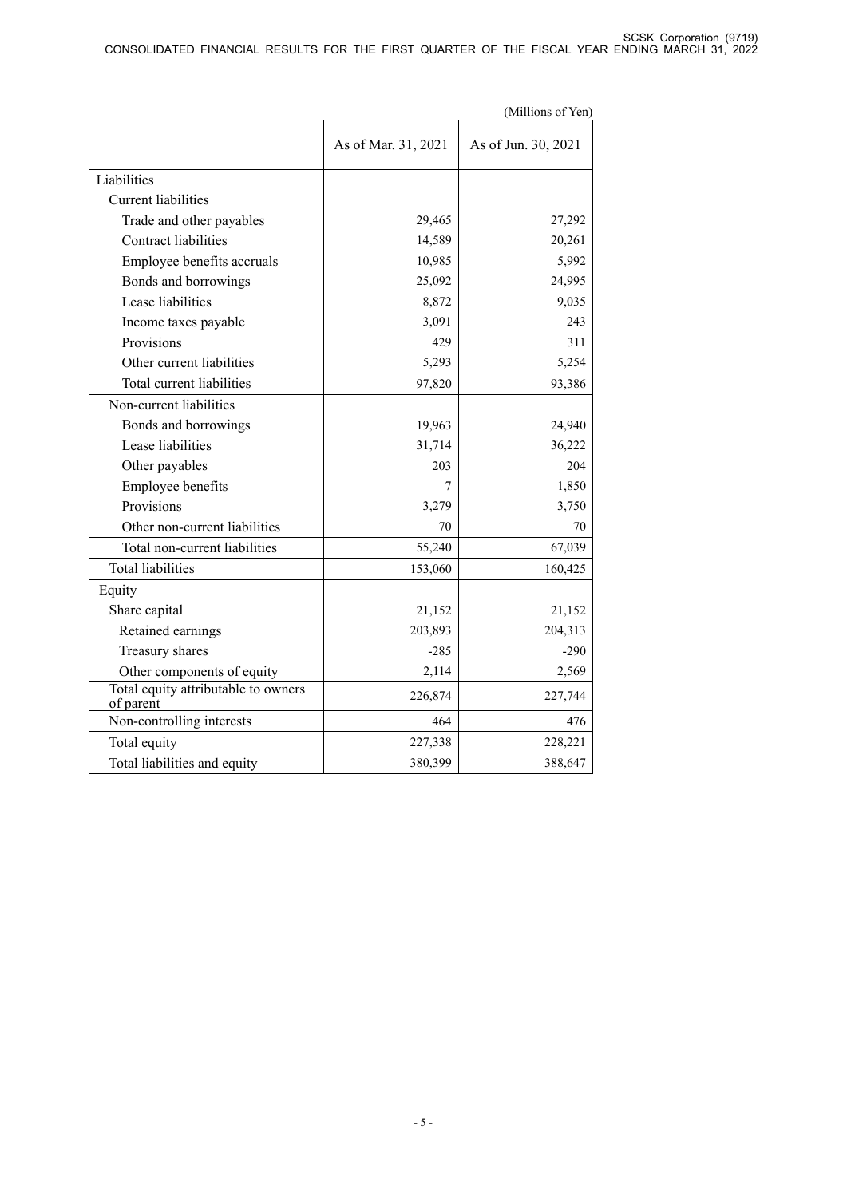(Millions of Yen)

| | As of Mar. 31, 2021 | As of Jun. 30, 2021 |
|---|---|---|
| Liabilities | | |
| Current liabilities | | |
| Trade and other payables | 29,465 | 27,292 |
| Contract liabilities | 14,589 | 20,261 |
| Employee benefits accruals | 10,985 | 5,992 |
| Bonds and borrowings | 25,092 | 24,995 |
| Lease liabilities | 8,872 | 9,035 |
| Income taxes payable | 3,091 | 243 |
| Provisions | 429 | 311 |
| Other current liabilities | 5,293 | 5,254 |
| Total current liabilities | 97,820 | 93,386 |
| Non-current liabilities | | |
| Bonds and borrowings | 19,963 | 24,940 |
| Lease liabilities | 31,714 | 36,222 |
| Other payables | 203 | 204 |
| Employee benefits | 7 | 1,850 |
| Provisions | 3,279 | 3,750 |
| Other non-current liabilities | 70 | 70 |
| Total non-current liabilities | 55,240 | 67,039 |
| Total liabilities | 153,060 | 160,425 |
| Equity | | |
| Share capital | 21,152 | 21,152 |
| Retained earnings | 203,893 | 204,313 |
| Treasury shares | -285 | -290 |
| Other components of equity | 2,114 | 2,569 |
| Total equity attributable to owners of parent | 226,874 | 227,744 |
| Non-controlling interests | 464 | 476 |
| Total equity | 227,338 | 228,221 |
| Total liabilities and equity | 380,399 | 388,647 |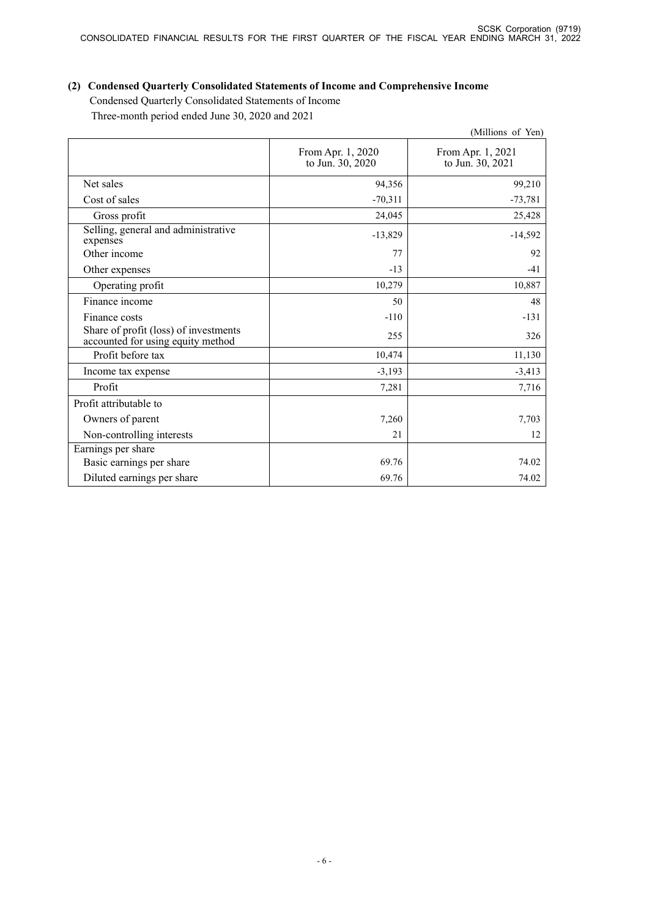### (2) Condensed Quarterly Consolidated Statements of Income and Comprehensive Income

Condensed Quarterly Consolidated Statements of Income

Three-month period ended June 30, 2020 and 2021

(Millions of Yen)

| | From Apr. 1, 2020 to Jun. 30, 2020 | From Apr. 1, 2021 to Jun. 30, 2021 |
|---|---|---|
| Net sales | 94,356 | 99,210 |
| Cost of sales | -70,311 | -73,781 |
| Gross profit | 24,045 | 25,428 |
| Selling, general and administrative expenses | -13,829 | -14,592 |
| Other income | 77 | 92 |
| Other expenses | -13 | -41 |
| Operating profit | 10,279 | 10,887 |
| Finance income | 50 | 48 |
| Finance costs | -110 | -131 |
| Share of profit (loss) of investments accounted for using equity method | 255 | 326 |
| Profit before tax | 10,474 | 11,130 |
| Income tax expense | -3,193 | -3,413 |
| Profit | 7,281 | 7,716 |
| Profit attributable to | | |
| Owners of parent | 7,260 | 7,703 |
| Non-controlling interests | 21 | 12 |
| Earnings per share | | |
| Basic earnings per share | 69.76 | 74.02 |
| Diluted earnings per share | 69.76 | 74.02 |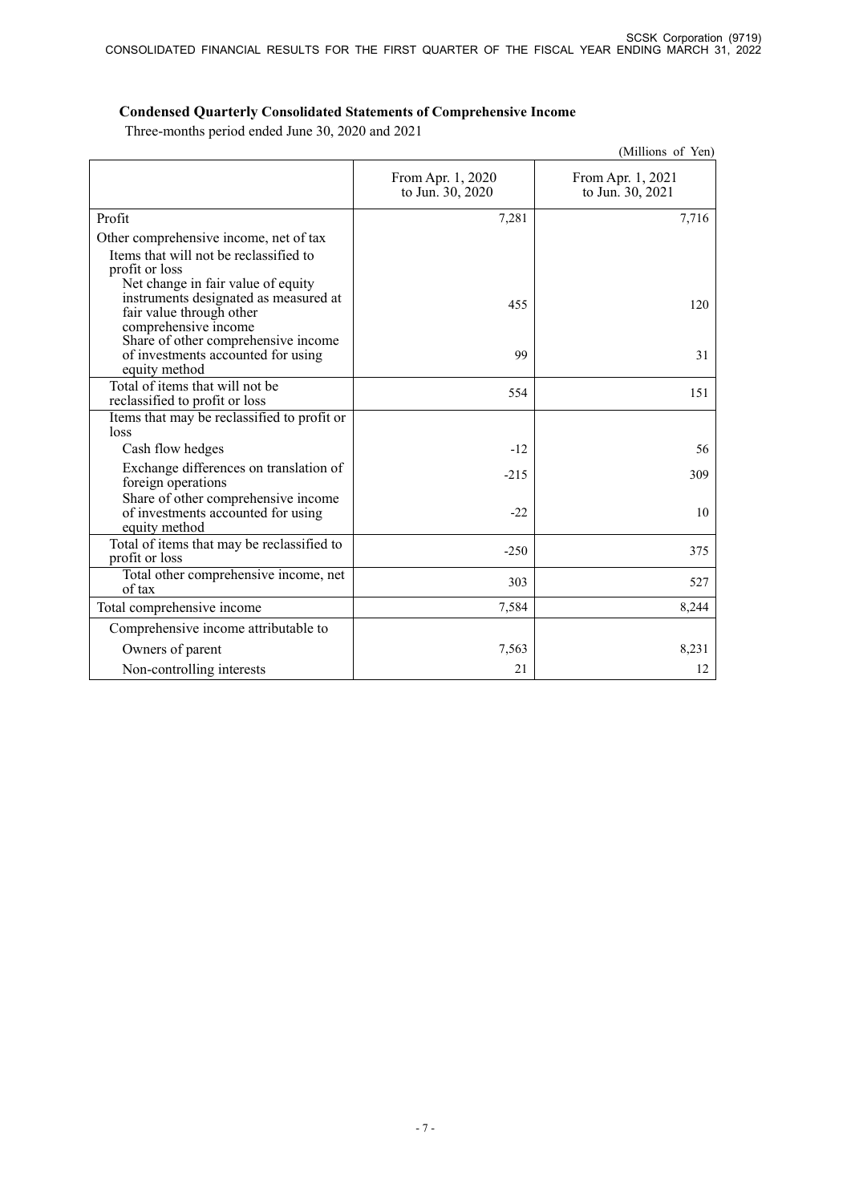## Condensed Quarterly Consolidated Statements of Comprehensive Income

Three-months period ended June 30, 2020 and 2021

(Millions of Yen)

| | From Apr. 1, 2020 to Jun. 30, 2020 | From Apr. 1, 2021 to Jun. 30, 2021 |
|---|---|---|
| Profit | 7,281 | 7,716 |
| Other comprehensive income, net of tax | | |
| Items that will not be reclassified to profit or loss | | |
| Net change in fair value of equity instruments designated as measured at fair value through other comprehensive income | 455 | 120 |
| Share of other comprehensive income of investments accounted for using equity method | 99 | 31 |
| Total of items that will not be reclassified to profit or loss | 554 | 151 |
| Items that may be reclassified to profit or loss | | |
| Cash flow hedges | -12 | 56 |
| Exchange differences on translation of foreign operations | -215 | 309 |
| Share of other comprehensive income of investments accounted for using equity method | -22 | 10 |
| Total of items that may be reclassified to profit or loss | -250 | 375 |
| Total other comprehensive income, net of tax | 303 | 527 |
| Total comprehensive income | 7,584 | 8,244 |
| Comprehensive income attributable to | | |
| Owners of parent | 7,563 | 8,231 |
| Non-controlling interests | 21 | 12 |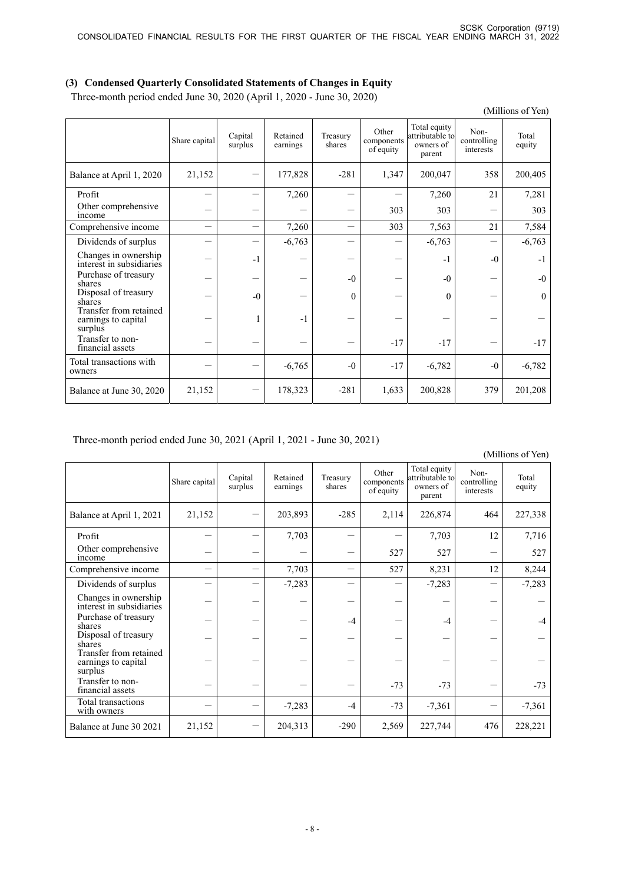### (3) Condensed Quarterly Consolidated Statements of Changes in Equity

Three-month period ended June 30, 2020 (April 1, 2020 - June 30, 2020)

(Millions of Yen)

| | Share capital | Capital surplus | Retained earnings | Treasury shares | Other components of equity | Total equity attributable to owners of parent | Non-controlling interests | Total equity |
|---|---|---|---|---|---|---|---|---|
| Balance at April 1, 2020 | 21,152 | － | 177,828 | -281 | 1,347 | 200,047 | 358 | 200,405 |
| Profit | － | － | 7,260 | － | － | 7,260 | 21 | 7,281 |
| Other comprehensive income | － | － | － | － | 303 | 303 | － | 303 |
| Comprehensive income | － | － | 7,260 | － | 303 | 7,563 | 21 | 7,584 |
| Dividends of surplus | － | － | -6,763 | － | － | -6,763 | － | -6,763 |
| Changes in ownership interest in subsidiaries | － | -1 | － | － | － | -1 | -0 | -1 |
| Purchase of treasury shares | － | － | － | -0 | － | -0 | － | -0 |
| Disposal of treasury shares | － | -0 | － | 0 | － | 0 | － | 0 |
| Transfer from retained earnings to capital surplus | － | 1 | -1 | － | － | － | － | － |
| Transfer to non-financial assets | － | － | － | － | -17 | -17 | － | -17 |
| Total transactions with owners | － | － | -6,765 | -0 | -17 | -6,782 | -0 | -6,782 |
| Balance at June 30, 2020 | 21,152 | － | 178,323 | -281 | 1,633 | 200,828 | 379 | 201,208 |

Three-month period ended June 30, 2021 (April 1, 2021 - June 30, 2021)

(Millions of Yen)

| | Share capital | Capital surplus | Retained earnings | Treasury shares | Other components of equity | Total equity attributable to owners of parent | Non-controlling interests | Total equity |
|---|---|---|---|---|---|---|---|---|
| Balance at April 1, 2021 | 21,152 | － | 203,893 | -285 | 2,114 | 226,874 | 464 | 227,338 |
| Profit | － | － | 7,703 | － | － | 7,703 | 12 | 7,716 |
| Other comprehensive income | － | － | － | － | 527 | 527 | － | 527 |
| Comprehensive income | － | － | 7,703 | － | 527 | 8,231 | 12 | 8,244 |
| Dividends of surplus | － | － | -7,283 | － | － | -7,283 | － | -7,283 |
| Changes in ownership interest in subsidiaries | － | － | － | － | － | － | － | － |
| Purchase of treasury shares | － | － | － | -4 | － | -4 | － | -4 |
| Disposal of treasury shares | － | － | － | － | － | － | － | － |
| Transfer from retained earnings to capital surplus | － | － | － | － | － | － | － | － |
| Transfer to non-financial assets | － | － | － | － | -73 | -73 | － | -73 |
| Total transactions with owners | － | － | -7,283 | -4 | -73 | -7,361 | － | -7,361 |
| Balance at June 30 2021 | 21,152 | － | 204,313 | -290 | 2,569 | 227,744 | 476 | 228,221 |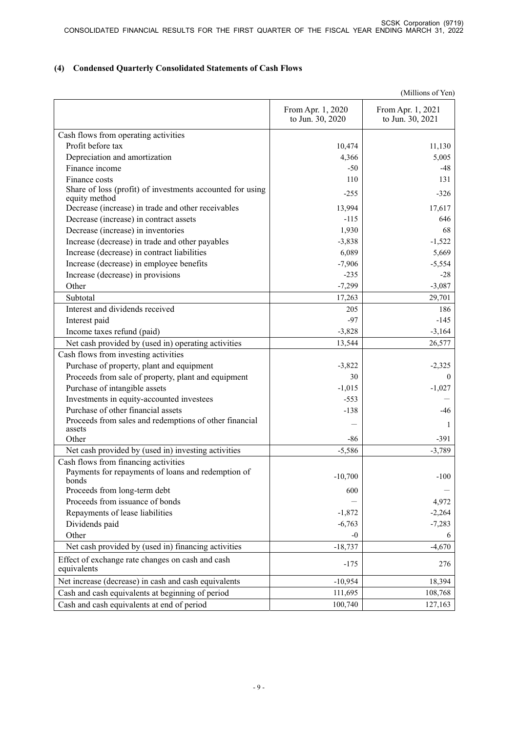## (4) Condensed Quarterly Consolidated Statements of Cash Flows

(Millions of Yen)

| | From Apr. 1, 2020 to Jun. 30, 2020 | From Apr. 1, 2021 to Jun. 30, 2021 |
|---|---|---|
| Cash flows from operating activities | | |
| Profit before tax | 10,474 | 11,130 |
| Depreciation and amortization | 4,366 | 5,005 |
| Finance income | -50 | -48 |
| Finance costs | 110 | 131 |
| Share of loss (profit) of investments accounted for using equity method | -255 | -326 |
| Decrease (increase) in trade and other receivables | 13,994 | 17,617 |
| Decrease (increase) in contract assets | -115 | 646 |
| Decrease (increase) in inventories | 1,930 | 68 |
| Increase (decrease) in trade and other payables | -3,838 | -1,522 |
| Increase (decrease) in contract liabilities | 6,089 | 5,669 |
| Increase (decrease) in employee benefits | -7,906 | -5,554 |
| Increase (decrease) in provisions | -235 | -28 |
| Other | -7,299 | -3,087 |
| Subtotal | 17,263 | 29,701 |
| Interest and dividends received | 205 | 186 |
| Interest paid | -97 | -145 |
| Income taxes refund (paid) | -3,828 | -3,164 |
| Net cash provided by (used in) operating activities | 13,544 | 26,577 |
| Cash flows from investing activities | | |
| Purchase of property, plant and equipment | -3,822 | -2,325 |
| Proceeds from sale of property, plant and equipment | 30 | 0 |
| Purchase of intangible assets | -1,015 | -1,027 |
| Investments in equity-accounted investees | -553 | — |
| Purchase of other financial assets | -138 | -46 |
| Proceeds from sales and redemptions of other financial assets | — | 1 |
| Other | -86 | -391 |
| Net cash provided by (used in) investing activities | -5,586 | -3,789 |
| Cash flows from financing activities | | |
| Payments for repayments of loans and redemption of bonds | -10,700 | -100 |
| Proceeds from long-term debt | 600 | — |
| Proceeds from issuance of bonds | — | 4,972 |
| Repayments of lease liabilities | -1,872 | -2,264 |
| Dividends paid | -6,763 | -7,283 |
| Other | -0 | 6 |
| Net cash provided by (used in) financing activities | -18,737 | -4,670 |
| Effect of exchange rate changes on cash and cash equivalents | -175 | 276 |
| Net increase (decrease) in cash and cash equivalents | -10,954 | 18,394 |
| Cash and cash equivalents at beginning of period | 111,695 | 108,768 |
| Cash and cash equivalents at end of period | 100,740 | 127,163 |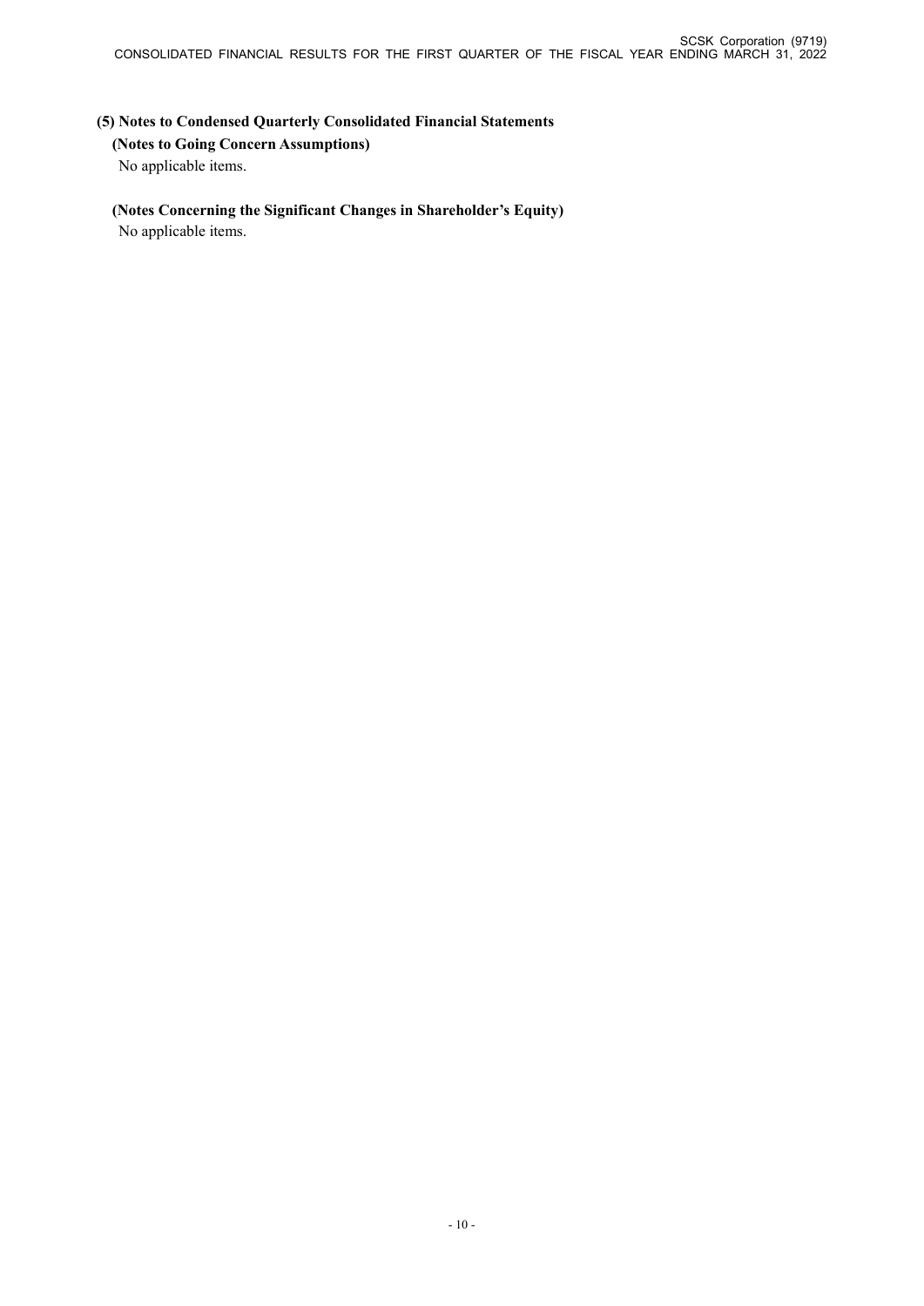### (5) Notes to Condensed Quarterly Consolidated Financial Statements

#### (Notes to Going Concern Assumptions)

No applicable items.

#### (Notes Concerning the Significant Changes in Shareholder's Equity)

No applicable items.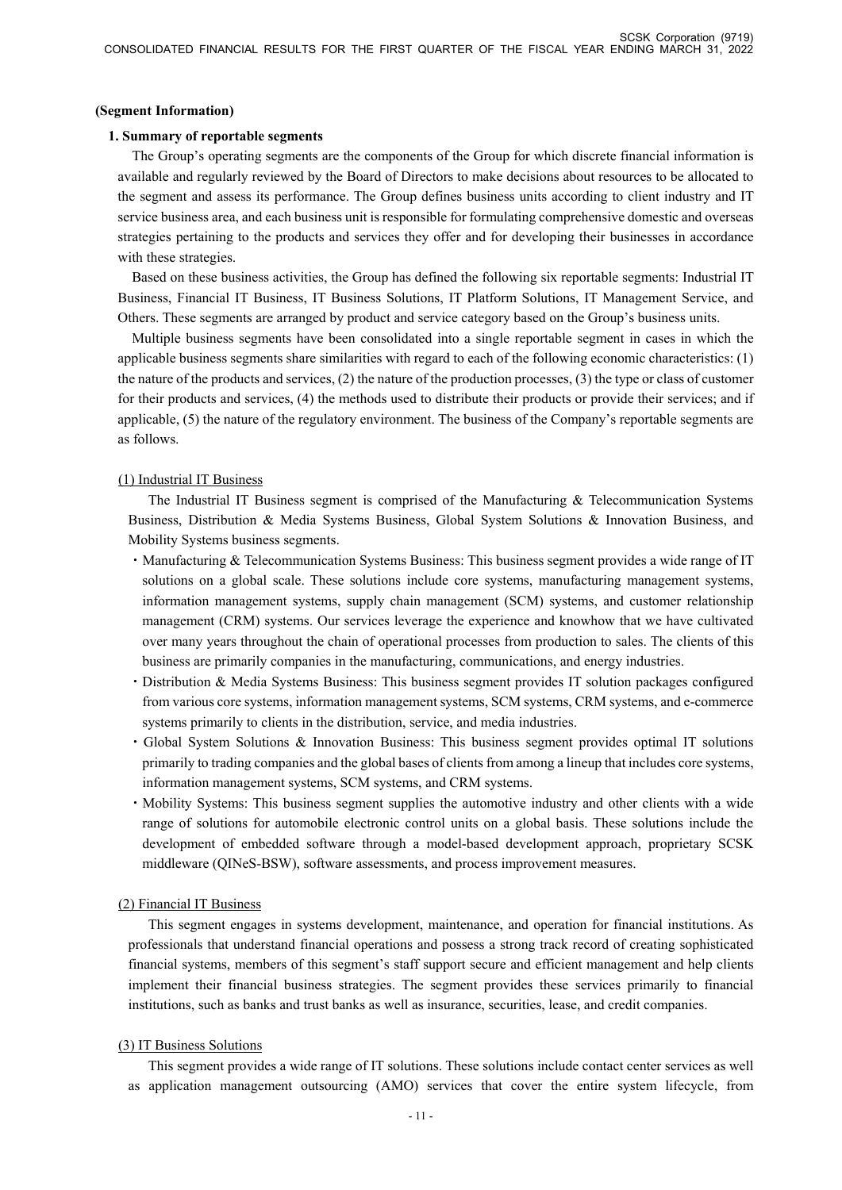**(Segment Information)**

**1. Summary of reportable segments**

The Group's operating segments are the components of the Group for which discrete financial information is available and regularly reviewed by the Board of Directors to make decisions about resources to be allocated to the segment and assess its performance. The Group defines business units according to client industry and IT service business area, and each business unit is responsible for formulating comprehensive domestic and overseas strategies pertaining to the products and services they offer and for developing their businesses in accordance with these strategies.

Based on these business activities, the Group has defined the following six reportable segments: Industrial IT Business, Financial IT Business, IT Business Solutions, IT Platform Solutions, IT Management Service, and Others. These segments are arranged by product and service category based on the Group's business units.

Multiple business segments have been consolidated into a single reportable segment in cases in which the applicable business segments share similarities with regard to each of the following economic characteristics: (1) the nature of the products and services, (2) the nature of the production processes, (3) the type or class of customer for their products and services, (4) the methods used to distribute their products or provide their services; and if applicable, (5) the nature of the regulatory environment. The business of the Company's reportable segments are as follows.

(1) Industrial IT Business

The Industrial IT Business segment is comprised of the Manufacturing & Telecommunication Systems Business, Distribution & Media Systems Business, Global System Solutions & Innovation Business, and Mobility Systems business segments.

- Manufacturing & Telecommunication Systems Business: This business segment provides a wide range of IT solutions on a global scale. These solutions include core systems, manufacturing management systems, information management systems, supply chain management (SCM) systems, and customer relationship management (CRM) systems. Our services leverage the experience and knowhow that we have cultivated over many years throughout the chain of operational processes from production to sales. The clients of this business are primarily companies in the manufacturing, communications, and energy industries.
- Distribution & Media Systems Business: This business segment provides IT solution packages configured from various core systems, information management systems, SCM systems, CRM systems, and e-commerce systems primarily to clients in the distribution, service, and media industries.
- Global System Solutions & Innovation Business: This business segment provides optimal IT solutions primarily to trading companies and the global bases of clients from among a lineup that includes core systems, information management systems, SCM systems, and CRM systems.
- Mobility Systems: This business segment supplies the automotive industry and other clients with a wide range of solutions for automobile electronic control units on a global basis. These solutions include the development of embedded software through a model-based development approach, proprietary SCSK middleware (QINeS-BSW), software assessments, and process improvement measures.

(2) Financial IT Business

This segment engages in systems development, maintenance, and operation for financial institutions. As professionals that understand financial operations and possess a strong track record of creating sophisticated financial systems, members of this segment's staff support secure and efficient management and help clients implement their financial business strategies. The segment provides these services primarily to financial institutions, such as banks and trust banks as well as insurance, securities, lease, and credit companies.

(3) IT Business Solutions

This segment provides a wide range of IT solutions. These solutions include contact center services as well as application management outsourcing (AMO) services that cover the entire system lifecycle, from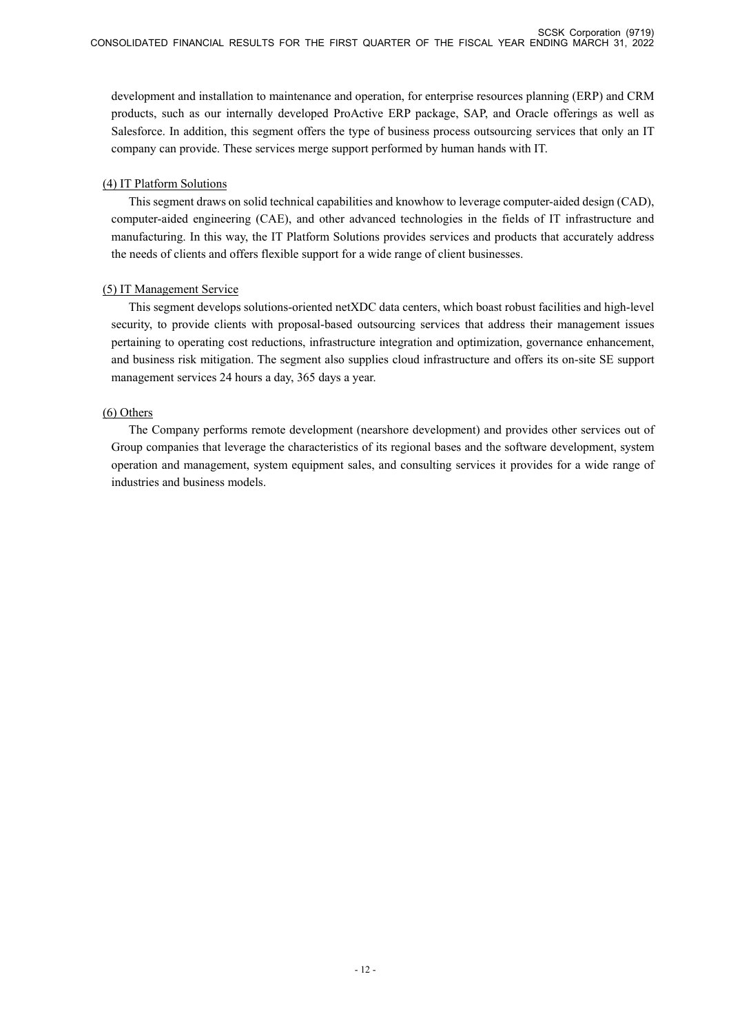development and installation to maintenance and operation, for enterprise resources planning (ERP) and CRM products, such as our internally developed ProActive ERP package, SAP, and Oracle offerings as well as Salesforce. In addition, this segment offers the type of business process outsourcing services that only an IT company can provide. These services merge support performed by human hands with IT.

(4) IT Platform Solutions

This segment draws on solid technical capabilities and knowhow to leverage computer-aided design (CAD), computer-aided engineering (CAE), and other advanced technologies in the fields of IT infrastructure and manufacturing. In this way, the IT Platform Solutions provides services and products that accurately address the needs of clients and offers flexible support for a wide range of client businesses.

(5) IT Management Service

This segment develops solutions-oriented netXDC data centers, which boast robust facilities and high-level security, to provide clients with proposal-based outsourcing services that address their management issues pertaining to operating cost reductions, infrastructure integration and optimization, governance enhancement, and business risk mitigation. The segment also supplies cloud infrastructure and offers its on-site SE support management services 24 hours a day, 365 days a year.

(6) Others

The Company performs remote development (nearshore development) and provides other services out of Group companies that leverage the characteristics of its regional bases and the software development, system operation and management, system equipment sales, and consulting services it provides for a wide range of industries and business models.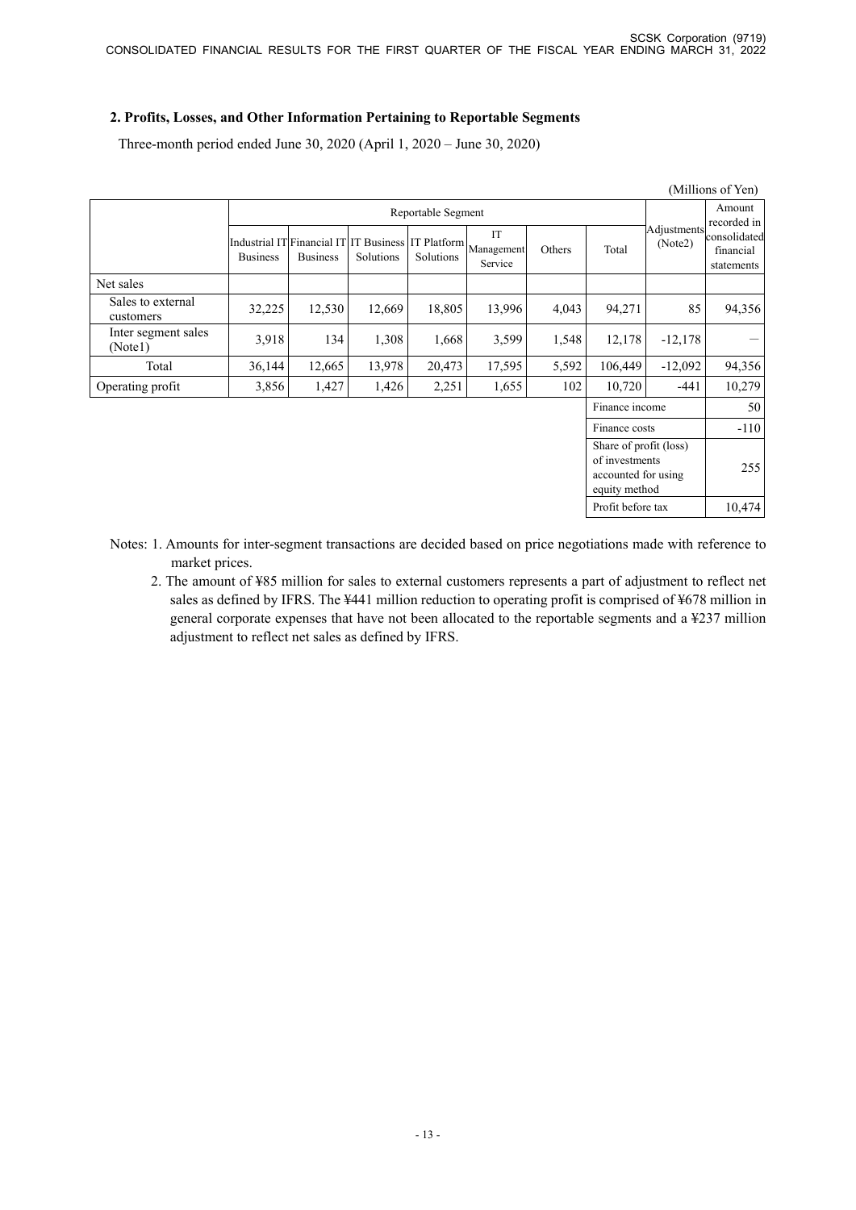## 2. Profits, Losses, and Other Information Pertaining to Reportable Segments

Three-month period ended June 30, 2020 (April 1, 2020 – June 30, 2020)

(Millions of Yen)

| | Reportable Segment | | | | | | | Adjustments (Note2) | Amount recorded in consolidated financial statements |
|---|---|---|---|---|---|---|---|---|---|
| | Industrial IT Business | Financial IT Business | IT Business Solutions | IT Platform Solutions | IT Management Service | Others | Total | | |
| Net sales | | | | | | | | | |
| Sales to external customers | 32,225 | 12,530 | 12,669 | 18,805 | 13,996 | 4,043 | 94,271 | 85 | 94,356 |
| Inter segment sales (Note1) | 3,918 | 134 | 1,308 | 1,668 | 3,599 | 1,548 | 12,178 | -12,178 | — |
| Total | 36,144 | 12,665 | 13,978 | 20,473 | 17,595 | 5,592 | 106,449 | -12,092 | 94,356 |
| Operating profit | 3,856 | 1,427 | 1,426 | 2,251 | 1,655 | 102 | 10,720 | -441 | 10,279 |
| | | | | | | | Finance income | | 50 |
| | | | | | | | Finance costs | | -110 |
| | | | | | | | Share of profit (loss) of investments accounted for using equity method | | 255 |
| | | | | | | | Profit before tax | | 10,474 |

Notes: 1. Amounts for inter-segment transactions are decided based on price negotiations made with reference to market prices.

2. The amount of ¥85 million for sales to external customers represents a part of adjustment to reflect net sales as defined by IFRS. The ¥441 million reduction to operating profit is comprised of ¥678 million in general corporate expenses that have not been allocated to the reportable segments and a ¥237 million adjustment to reflect net sales as defined by IFRS.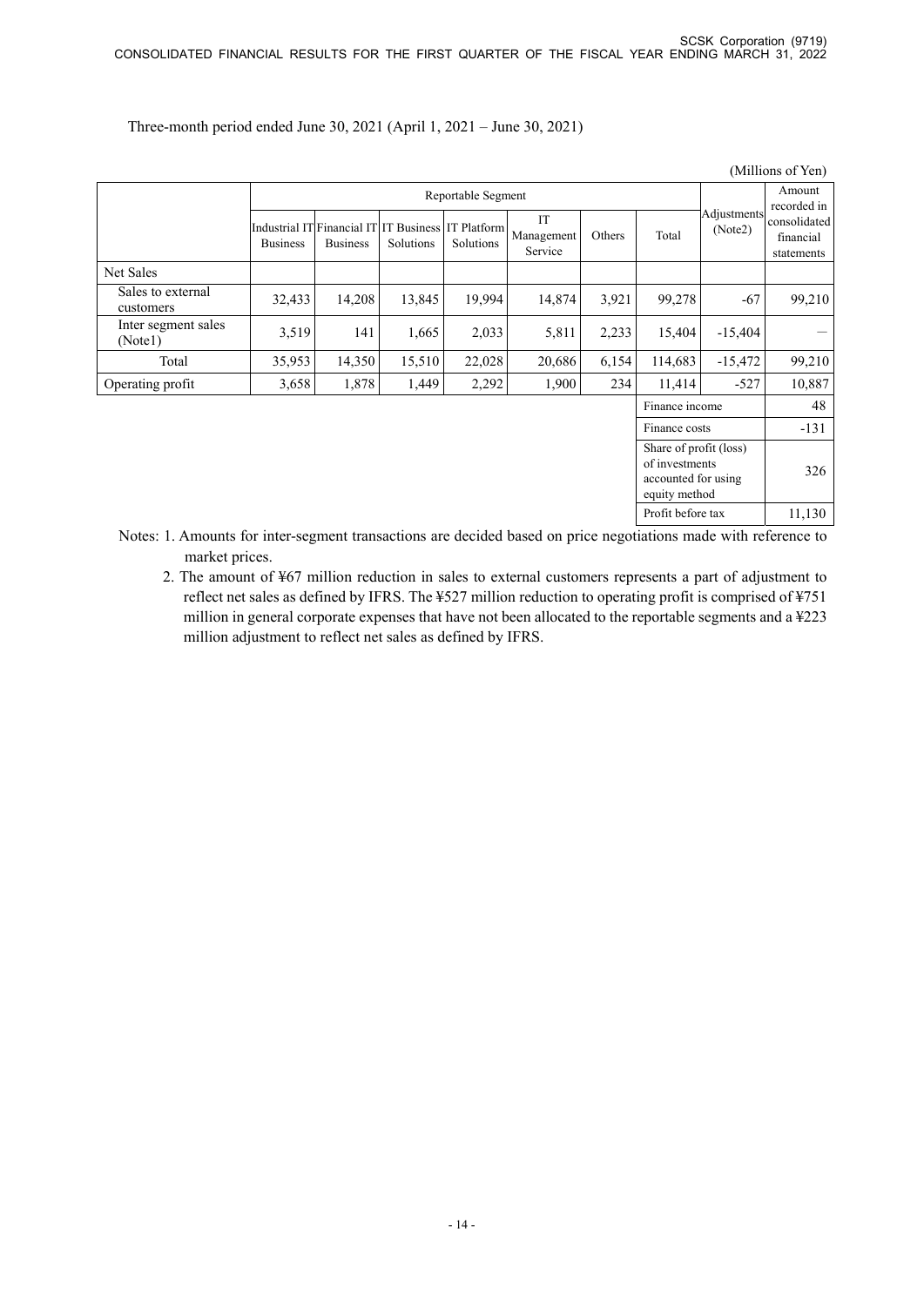Three-month period ended June 30, 2021 (April 1, 2021 – June 30, 2021)

(Millions of Yen)

| | Reportable Segment | | | | | | | Adjustments (Note2) | Amount recorded in consolidated financial statements |
|---|---|---|---|---|---|---|---|---|---|
| | Industrial IT Business | Financial IT Business | IT Business Solutions | IT Platform Solutions | IT Management Service | Others | Total | | |
| Net Sales | | | | | | | | | |
| Sales to external customers | 32,433 | 14,208 | 13,845 | 19,994 | 14,874 | 3,921 | 99,278 | -67 | 99,210 |
| Inter segment sales (Note1) | 3,519 | 141 | 1,665 | 2,033 | 5,811 | 2,233 | 15,404 | -15,404 | — |
| Total | 35,953 | 14,350 | 15,510 | 22,028 | 20,686 | 6,154 | 114,683 | -15,472 | 99,210 |
| Operating profit | 3,658 | 1,878 | 1,449 | 2,292 | 1,900 | 234 | 11,414 | -527 | 10,887 |
| | | | | | | | Finance income | | 48 |
| | | | | | | | Finance costs | | -131 |
| | | | | | | | Share of profit (loss) of investments accounted for using equity method | | 326 |
| | | | | | | | Profit before tax | | 11,130 |

Notes: 1. Amounts for inter-segment transactions are decided based on price negotiations made with reference to market prices.

2. The amount of ¥67 million reduction in sales to external customers represents a part of adjustment to reflect net sales as defined by IFRS. The ¥527 million reduction to operating profit is comprised of ¥751 million in general corporate expenses that have not been allocated to the reportable segments and a ¥223 million adjustment to reflect net sales as defined by IFRS.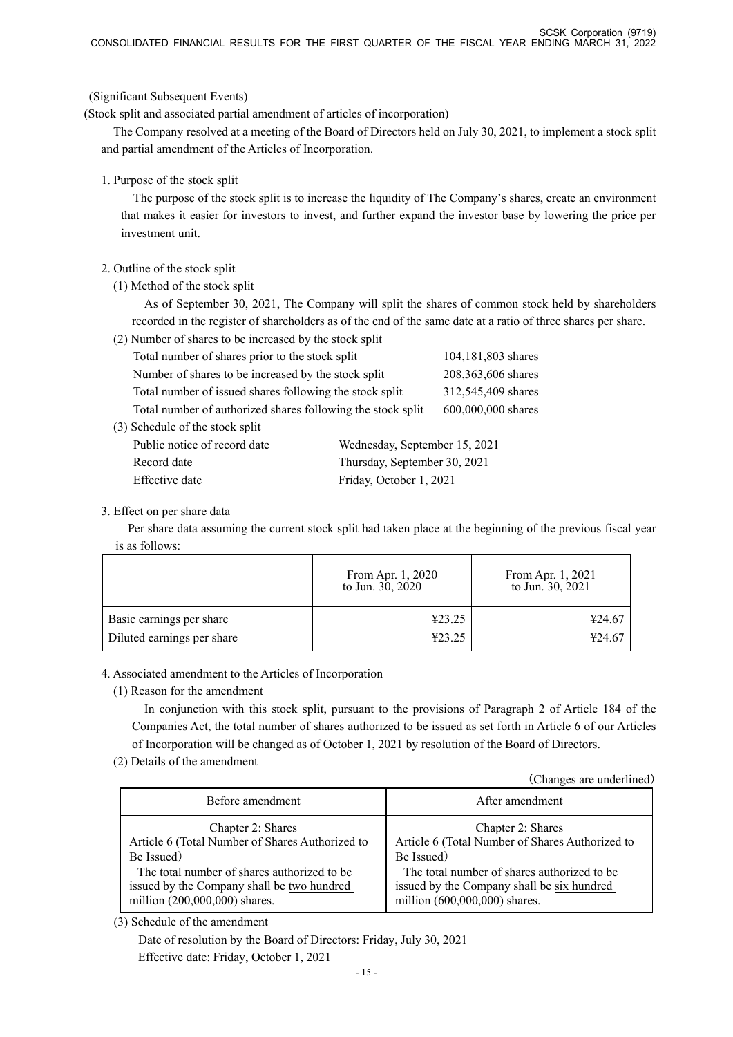(Significant Subsequent Events)

(Stock split and associated partial amendment of articles of incorporation)

The Company resolved at a meeting of the Board of Directors held on July 30, 2021, to implement a stock split and partial amendment of the Articles of Incorporation.

1. Purpose of the stock split

The purpose of the stock split is to increase the liquidity of The Company's shares, create an environment that makes it easier for investors to invest, and further expand the investor base by lowering the price per investment unit.

2. Outline of the stock split

(1) Method of the stock split

As of September 30, 2021, The Company will split the shares of common stock held by shareholders recorded in the register of shareholders as of the end of the same date at a ratio of three shares per share.

(2) Number of shares to be increased by the stock split

| | |
|---|---|
| Total number of shares prior to the stock split | 104,181,803 shares |
| Number of shares to be increased by the stock split | 208,363,606 shares |
| Total number of issued shares following the stock split | 312,545,409 shares |
| Total number of authorized shares following the stock split | 600,000,000 shares |

(3) Schedule of the stock split

| | |
|---|---|
| Public notice of record date | Wednesday, September 15, 2021 |
| Record date | Thursday, September 30, 2021 |
| Effective date | Friday, October 1, 2021 |

3. Effect on per share data

Per share data assuming the current stock split had taken place at the beginning of the previous fiscal year is as follows:

| | From Apr. 1, 2020 to Jun. 30, 2020 | From Apr. 1, 2021 to Jun. 30, 2021 |
|---|---|---|
| Basic earnings per share | ¥23.25 | ¥24.67 |
| Diluted earnings per share | ¥23.25 | ¥24.67 |

4. Associated amendment to the Articles of Incorporation

(1) Reason for the amendment

In conjunction with this stock split, pursuant to the provisions of Paragraph 2 of Article 184 of the Companies Act, the total number of shares authorized to be issued as set forth in Article 6 of our Articles of Incorporation will be changed as of October 1, 2021 by resolution of the Board of Directors.

(2) Details of the amendment

(Changes are underlined)

| Before amendment | After amendment |
|---|---|
| Chapter 2: Shares<br>Article 6 (Total Number of Shares Authorized to Be Issued)<br>The total number of shares authorized to be issued by the Company shall be <u>two hundred million (200,000,000)</u> shares. | Chapter 2: Shares<br>Article 6 (Total Number of Shares Authorized to Be Issued)<br>The total number of shares authorized to be issued by the Company shall be <u>six hundred million (600,000,000)</u> shares. |

(3) Schedule of the amendment

Date of resolution by the Board of Directors: Friday, July 30, 2021

Effective date: Friday, October 1, 2021